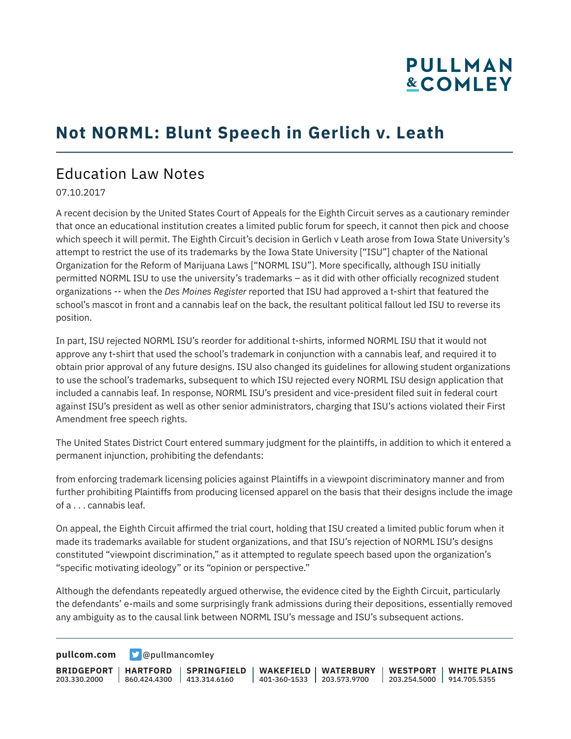# Not NORML: Blunt Speech in Gerlich v. Leath

## Education Law Notes

07.10.2017

A recent decision by the United States Court of Appeals for the Eighth Circuit serves as a cautionary reminder that once an educational institution creates a limited public forum for speech, it cannot then pick and choose which speech it will permit. The Eighth Circuit's decision in Gerlich v Leath arose from Iowa State University's attempt to restrict the use of its trademarks by the Iowa State University ["ISU"] chapter of the National Organization for the Reform of Marijuana Laws ["NORML ISU"]. More specifically, although ISU initially permitted NORML ISU to use the university's trademarks – as it did with other officially recognized student organizations -- when the *Des Moines Register* reported that ISU had approved a t-shirt that featured the school's mascot in front and a cannabis leaf on the back, the resultant political fallout led ISU to reverse its position.

In part, ISU rejected NORML ISU's reorder for additional t-shirts, informed NORML ISU that it would not approve any t-shirt that used the school's trademark in conjunction with a cannabis leaf, and required it to obtain prior approval of any future designs. ISU also changed its guidelines for allowing student organizations to use the school's trademarks, subsequent to which ISU rejected every NORML ISU design application that included a cannabis leaf. In response, NORML ISU's president and vice-president filed suit in federal court against ISU's president as well as other senior administrators, charging that ISU's actions violated their First Amendment free speech rights.

The United States District Court entered summary judgment for the plaintiffs, in addition to which it entered a permanent injunction, prohibiting the defendants:

from enforcing trademark licensing policies against Plaintiffs in a viewpoint discriminatory manner and from further prohibiting Plaintiffs from producing licensed apparel on the basis that their designs include the image of a . . . cannabis leaf.

On appeal, the Eighth Circuit affirmed the trial court, holding that ISU created a limited public forum when it made its trademarks available for student organizations, and that ISU's rejection of NORML ISU's designs constituted "viewpoint discrimination," as it attempted to regulate speech based upon the organization's "specific motivating ideology" or its "opinion or perspective."

Although the defendants repeatedly argued otherwise, the evidence cited by the Eighth Circuit, particularly the defendants' e-mails and some surprisingly frank admissions during their depositions, essentially removed any ambiguity as to the causal link between NORML ISU's message and ISU's subsequent actions.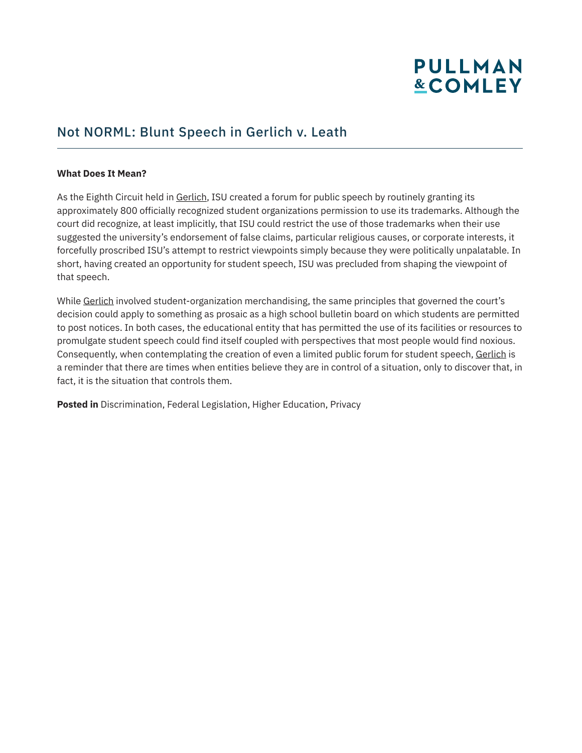# Not NORML: Blunt Speech in Gerlich v. Leath

**What Does It Mean?**

As the Eighth Circuit held in Gerlich, ISU created a forum for public speech by routinely granting its approximately 800 officially recognized student organizations permission to use its trademarks. Although the court did recognize, at least implicitly, that ISU could restrict the use of those trademarks when their use suggested the university's endorsement of false claims, particular religious causes, or corporate interests, it forcefully proscribed ISU's attempt to restrict viewpoints simply because they were politically unpalatable. In short, having created an opportunity for student speech, ISU was precluded from shaping the viewpoint of that speech.

While Gerlich involved student-organization merchandising, the same principles that governed the court's decision could apply to something as prosaic as a high school bulletin board on which students are permitted to post notices. In both cases, the educational entity that has permitted the use of its facilities or resources to promulgate student speech could find itself coupled with perspectives that most people would find noxious. Consequently, when contemplating the creation of even a limited public forum for student speech, Gerlich is a reminder that there are times when entities believe they are in control of a situation, only to discover that, in fact, it is the situation that controls them.

**Posted in** Discrimination, Federal Legislation, Higher Education, Privacy